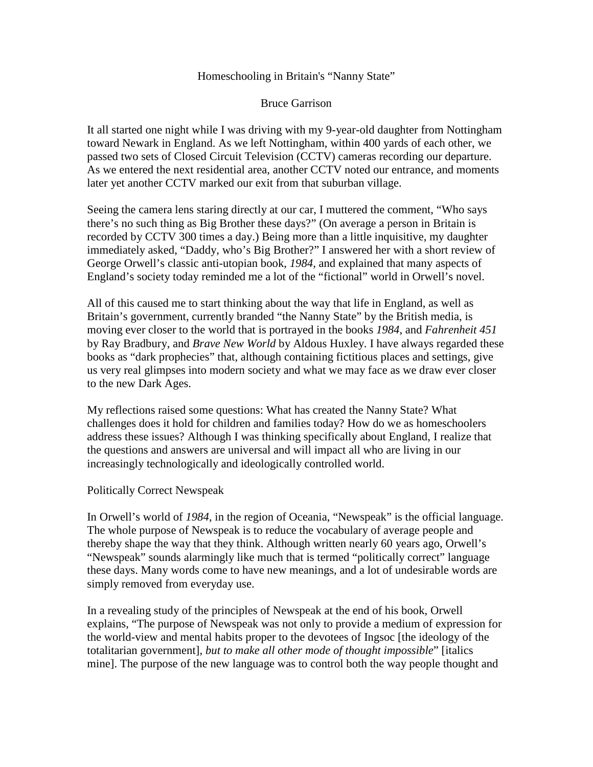# Homeschooling in Britain's "Nanny State"

Bruce Garrison

It all started one night while I was driving with my 9-year-old daughter from Nottingham toward Newark in England. As we left Nottingham, within 400 yards of each other, we passed two sets of Closed Circuit Television (CCTV) cameras recording our departure. As we entered the next residential area, another CCTV noted our entrance, and moments later yet another CCTV marked our exit from that suburban village.

Seeing the camera lens staring directly at our car, I muttered the comment, "Who says there's no such thing as Big Brother these days?" (On average a person in Britain is recorded by CCTV 300 times a day.) Being more than a little inquisitive, my daughter immediately asked, "Daddy, who's Big Brother?" I answered her with a short review of George Orwell's classic anti-utopian book, *1984*, and explained that many aspects of England's society today reminded me a lot of the "fictional" world in Orwell's novel.

All of this caused me to start thinking about the way that life in England, as well as Britain's government, currently branded "the Nanny State" by the British media, is moving ever closer to the world that is portrayed in the books *1984*, and *Fahrenheit 451* by Ray Bradbury, and *Brave New World* by Aldous Huxley. I have always regarded these books as "dark prophecies" that, although containing fictitious places and settings, give us very real glimpses into modern society and what we may face as we draw ever closer to the new Dark Ages.

My reflections raised some questions: What has created the Nanny State? What challenges does it hold for children and families today? How do we as homeschoolers address these issues? Although I was thinking specifically about England, I realize that the questions and answers are universal and will impact all who are living in our increasingly technologically and ideologically controlled world.

## Politically Correct Newspeak

In Orwell's world of *1984*, in the region of Oceania, "Newspeak" is the official language. The whole purpose of Newspeak is to reduce the vocabulary of average people and thereby shape the way that they think. Although written nearly 60 years ago, Orwell's "Newspeak" sounds alarmingly like much that is termed "politically correct" language these days. Many words come to have new meanings, and a lot of undesirable words are simply removed from everyday use.

In a revealing study of the principles of Newspeak at the end of his book, Orwell explains, "The purpose of Newspeak was not only to provide a medium of expression for the world-view and mental habits proper to the devotees of Ingsoc [the ideology of the totalitarian government], *but to make all other mode of thought impossible*" [italics mine]. The purpose of the new language was to control both the way people thought and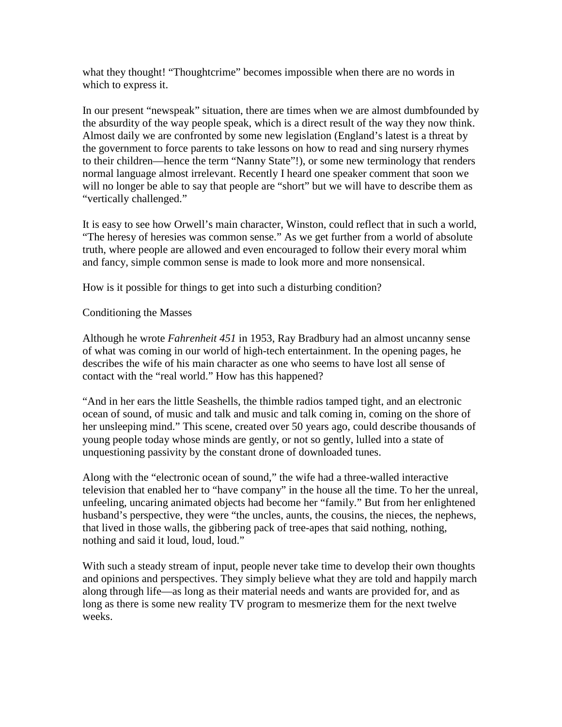what they thought! "Thoughtcrime" becomes impossible when there are no words in which to express it.

In our present "newspeak" situation, there are times when we are almost dumbfounded by the absurdity of the way people speak, which is a direct result of the way they now think. Almost daily we are confronted by some new legislation (England's latest is a threat by the government to force parents to take lessons on how to read and sing nursery rhymes to their children—hence the term "Nanny State"!), or some new terminology that renders normal language almost irrelevant. Recently I heard one speaker comment that soon we will no longer be able to say that people are "short" but we will have to describe them as "vertically challenged."

It is easy to see how Orwell's main character, Winston, could reflect that in such a world, "The heresy of heresies was common sense." As we get further from a world of absolute truth, where people are allowed and even encouraged to follow their every moral whim and fancy, simple common sense is made to look more and more nonsensical.

How is it possible for things to get into such a disturbing condition?

## Conditioning the Masses

Although he wrote *Fahrenheit 451* in 1953, Ray Bradbury had an almost uncanny sense of what was coming in our world of high-tech entertainment. In the opening pages, he describes the wife of his main character as one who seems to have lost all sense of contact with the "real world." How has this happened?

"And in her ears the little Seashells, the thimble radios tamped tight, and an electronic ocean of sound, of music and talk and music and talk coming in, coming on the shore of her unsleeping mind." This scene, created over 50 years ago, could describe thousands of young people today whose minds are gently, or not so gently, lulled into a state of unquestioning passivity by the constant drone of downloaded tunes.

Along with the "electronic ocean of sound," the wife had a three-walled interactive television that enabled her to "have company" in the house all the time. To her the unreal, unfeeling, uncaring animated objects had become her "family." But from her enlightened husband's perspective, they were "the uncles, aunts, the cousins, the nieces, the nephews, that lived in those walls, the gibbering pack of tree-apes that said nothing, nothing, nothing and said it loud, loud, loud."

With such a steady stream of input, people never take time to develop their own thoughts and opinions and perspectives. They simply believe what they are told and happily march along through life—as long as their material needs and wants are provided for, and as long as there is some new reality TV program to mesmerize them for the next twelve weeks.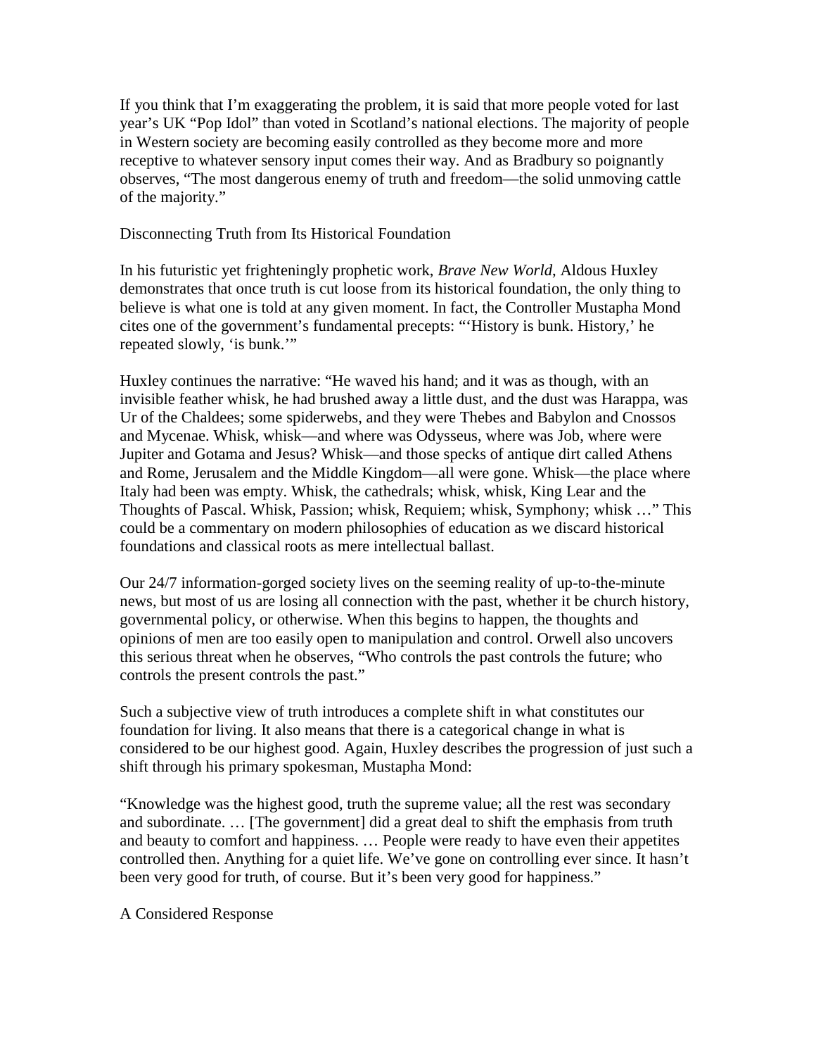If you think that I'm exaggerating the problem, it is said that more people voted for last year's UK "Pop Idol" than voted in Scotland's national elections. The majority of people in Western society are becoming easily controlled as they become more and more receptive to whatever sensory input comes their way. And as Bradbury so poignantly observes, "The most dangerous enemy of truth and freedom—the solid unmoving cattle of the majority."

## Disconnecting Truth from Its Historical Foundation

In his futuristic yet frighteningly prophetic work, *Brave New World*, Aldous Huxley demonstrates that once truth is cut loose from its historical foundation, the only thing to believe is what one is told at any given moment. In fact, the Controller Mustapha Mond cites one of the government's fundamental precepts: "'History is bunk. History,' he repeated slowly, 'is bunk.'"

Huxley continues the narrative: "He waved his hand; and it was as though, with an invisible feather whisk, he had brushed away a little dust, and the dust was Harappa, was Ur of the Chaldees; some spiderwebs, and they were Thebes and Babylon and Cnossos and Mycenae. Whisk, whisk—and where was Odysseus, where was Job, where were Jupiter and Gotama and Jesus? Whisk—and those specks of antique dirt called Athens and Rome, Jerusalem and the Middle Kingdom—all were gone. Whisk—the place where Italy had been was empty. Whisk, the cathedrals; whisk, whisk, King Lear and the Thoughts of Pascal. Whisk, Passion; whisk, Requiem; whisk, Symphony; whisk …" This could be a commentary on modern philosophies of education as we discard historical foundations and classical roots as mere intellectual ballast.

Our 24/7 information-gorged society lives on the seeming reality of up-to-the-minute news, but most of us are losing all connection with the past, whether it be church history, governmental policy, or otherwise. When this begins to happen, the thoughts and opinions of men are too easily open to manipulation and control. Orwell also uncovers this serious threat when he observes, "Who controls the past controls the future; who controls the present controls the past."

Such a subjective view of truth introduces a complete shift in what constitutes our foundation for living. It also means that there is a categorical change in what is considered to be our highest good. Again, Huxley describes the progression of just such a shift through his primary spokesman, Mustapha Mond:

"Knowledge was the highest good, truth the supreme value; all the rest was secondary and subordinate. … [The government] did a great deal to shift the emphasis from truth and beauty to comfort and happiness. … People were ready to have even their appetites controlled then. Anything for a quiet life. We've gone on controlling ever since. It hasn't been very good for truth, of course. But it's been very good for happiness."

## A Considered Response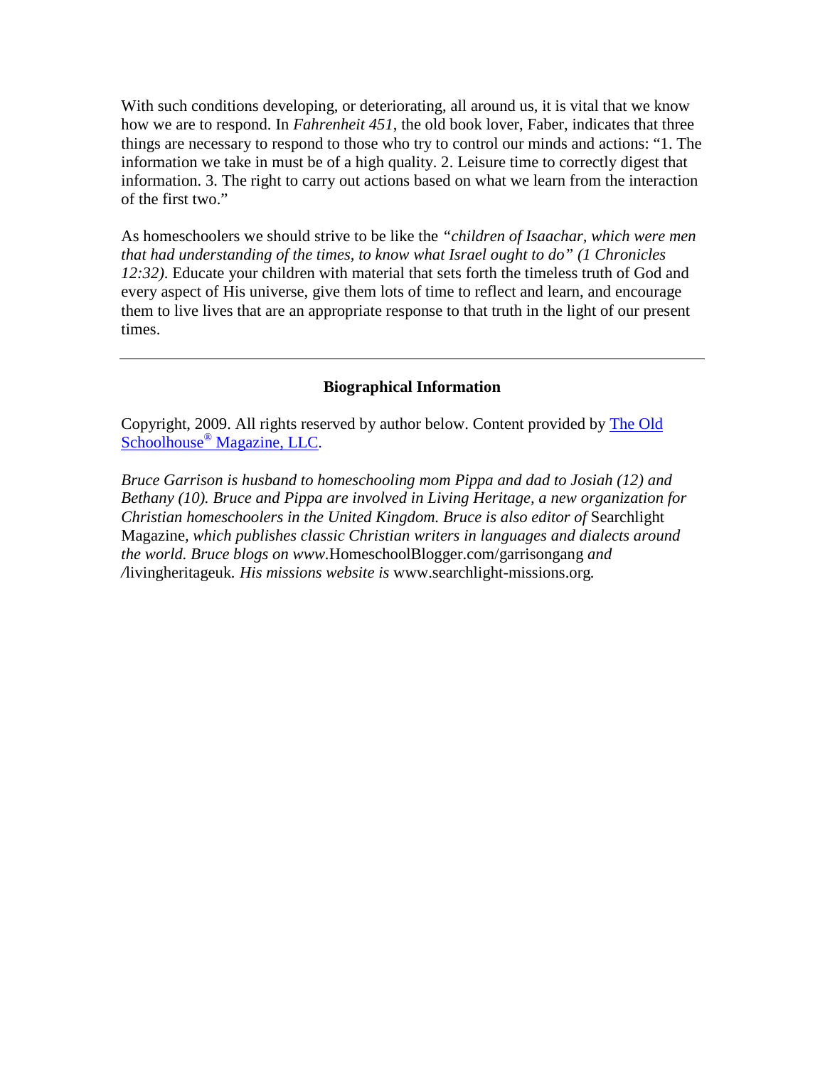With such conditions developing, or deteriorating, all around us, it is vital that we know how we are to respond. In *Fahrenheit 451*, the old book lover, Faber, indicates that three things are necessary to respond to those who try to control our minds and actions: "1. The information we take in must be of a high quality. 2. Leisure time to correctly digest that information. 3. The right to carry out actions based on what we learn from the interaction of the first two."

As homeschoolers we should strive to be like the *"children of Isaachar, which were men that had understanding of the times, to know what Israel ought to do" (1 Chronicles 12:32)*. Educate your children with material that sets forth the timeless truth of God and every aspect of His universe, give them lots of time to reflect and learn, and encourage them to live lives that are an appropriate response to that truth in the light of our present times.

---

**Biographical Information**

Copyright, 2009. All rights reserved by author below. Content provided by The Old Schoolhouse® Magazine, LLC.

*Bruce Garrison is husband to homeschooling mom Pippa and dad to Josiah (12) and Bethany (10). Bruce and Pippa are involved in Living Heritage, a new organization for Christian homeschoolers in the United Kingdom. Bruce is also editor of* Searchlight Magazine*, which publishes classic Christian writers in languages and dialects around the world. Bruce blogs on www.*HomeschoolBlogger.com/garrisongang *and* /livingheritageuk*. His missions website is* www.searchlight-missions.org*.*